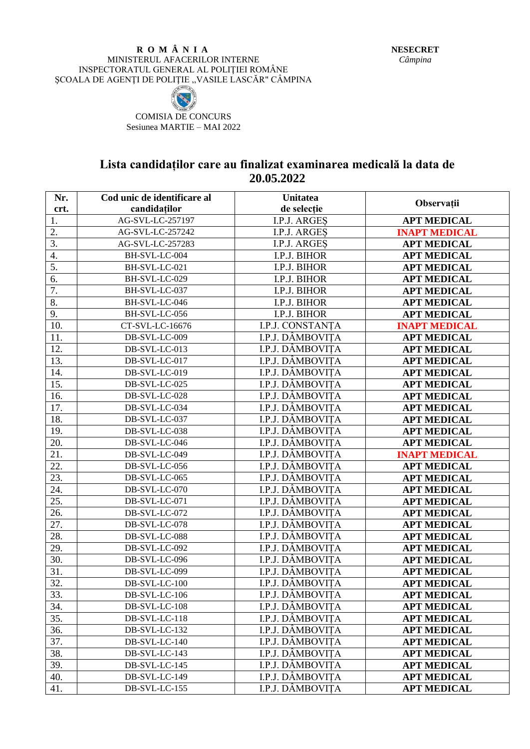**R O M Â N I A**
MINISTERUL AFACERILOR INTERNE
INSPECTORATUL GENERAL AL POLIȚIEI ROMÂNE
ȘCOALA DE AGENȚI DE POLIȚIE „VASILE LASCĂR" CÂMPINA

**NESECRET**
*Câmpina*

COMISIA DE CONCURS
Sesiunea MARTIE – MAI 2022

# Lista candidaților care au finalizat examinarea medicală la data de 20.05.2022

| Nr. crt. | Cod unic de identificare al candidaților | Unitatea de selecție | Observații |
|---|---|---|---|
| 1. | AG-SVL-LC-257197 | I.P.J. ARGEȘ | **APT MEDICAL** |
| 2. | AG-SVL-LC-257242 | I.P.J. ARGEȘ | **INAPT MEDICAL** |
| 3. | AG-SVL-LC-257283 | I.P.J. ARGEȘ | **APT MEDICAL** |
| 4. | BH-SVL-LC-004 | I.P.J. BIHOR | **APT MEDICAL** |
| 5. | BH-SVL-LC-021 | I.P.J. BIHOR | **APT MEDICAL** |
| 6. | BH-SVL-LC-029 | I.P.J. BIHOR | **APT MEDICAL** |
| 7. | BH-SVL-LC-037 | I.P.J. BIHOR | **APT MEDICAL** |
| 8. | BH-SVL-LC-046 | I.P.J. BIHOR | **APT MEDICAL** |
| 9. | BH-SVL-LC-056 | I.P.J. BIHOR | **APT MEDICAL** |
| 10. | CT-SVL-LC-16676 | I.P.J. CONSTANȚA | **INAPT MEDICAL** |
| 11. | DB-SVL-LC-009 | I.P.J. DÂMBOVIȚA | **APT MEDICAL** |
| 12. | DB-SVL-LC-013 | I.P.J. DÂMBOVIȚA | **APT MEDICAL** |
| 13. | DB-SVL-LC-017 | I.P.J. DÂMBOVIȚA | **APT MEDICAL** |
| 14. | DB-SVL-LC-019 | I.P.J. DÂMBOVIȚA | **APT MEDICAL** |
| 15. | DB-SVL-LC-025 | I.P.J. DÂMBOVIȚA | **APT MEDICAL** |
| 16. | DB-SVL-LC-028 | I.P.J. DÂMBOVIȚA | **APT MEDICAL** |
| 17. | DB-SVL-LC-034 | I.P.J. DÂMBOVIȚA | **APT MEDICAL** |
| 18. | DB-SVL-LC-037 | I.P.J. DÂMBOVIȚA | **APT MEDICAL** |
| 19. | DB-SVL-LC-038 | I.P.J. DÂMBOVIȚA | **APT MEDICAL** |
| 20. | DB-SVL-LC-046 | I.P.J. DÂMBOVIȚA | **APT MEDICAL** |
| 21. | DB-SVL-LC-049 | I.P.J. DÂMBOVIȚA | **INAPT MEDICAL** |
| 22. | DB-SVL-LC-056 | I.P.J. DÂMBOVIȚA | **APT MEDICAL** |
| 23. | DB-SVL-LC-065 | I.P.J. DÂMBOVIȚA | **APT MEDICAL** |
| 24. | DB-SVL-LC-070 | I.P.J. DÂMBOVIȚA | **APT MEDICAL** |
| 25. | DB-SVL-LC-071 | I.P.J. DÂMBOVIȚA | **APT MEDICAL** |
| 26. | DB-SVL-LC-072 | I.P.J. DÂMBOVIȚA | **APT MEDICAL** |
| 27. | DB-SVL-LC-078 | I.P.J. DÂMBOVIȚA | **APT MEDICAL** |
| 28. | DB-SVL-LC-088 | I.P.J. DÂMBOVIȚA | **APT MEDICAL** |
| 29. | DB-SVL-LC-092 | I.P.J. DÂMBOVIȚA | **APT MEDICAL** |
| 30. | DB-SVL-LC-096 | I.P.J. DÂMBOVIȚA | **APT MEDICAL** |
| 31. | DB-SVL-LC-099 | I.P.J. DÂMBOVIȚA | **APT MEDICAL** |
| 32. | DB-SVL-LC-100 | I.P.J. DÂMBOVIȚA | **APT MEDICAL** |
| 33. | DB-SVL-LC-106 | I.P.J. DÂMBOVIȚA | **APT MEDICAL** |
| 34. | DB-SVL-LC-108 | I.P.J. DÂMBOVIȚA | **APT MEDICAL** |
| 35. | DB-SVL-LC-118 | I.P.J. DÂMBOVIȚA | **APT MEDICAL** |
| 36. | DB-SVL-LC-132 | I.P.J. DÂMBOVIȚA | **APT MEDICAL** |
| 37. | DB-SVL-LC-140 | I.P.J. DÂMBOVIȚA | **APT MEDICAL** |
| 38. | DB-SVL-LC-143 | I.P.J. DÂMBOVIȚA | **APT MEDICAL** |
| 39. | DB-SVL-LC-145 | I.P.J. DÂMBOVIȚA | **APT MEDICAL** |
| 40. | DB-SVL-LC-149 | I.P.J. DÂMBOVIȚA | **APT MEDICAL** |
| 41. | DB-SVL-LC-155 | I.P.J. DÂMBOVIȚA | **APT MEDICAL** |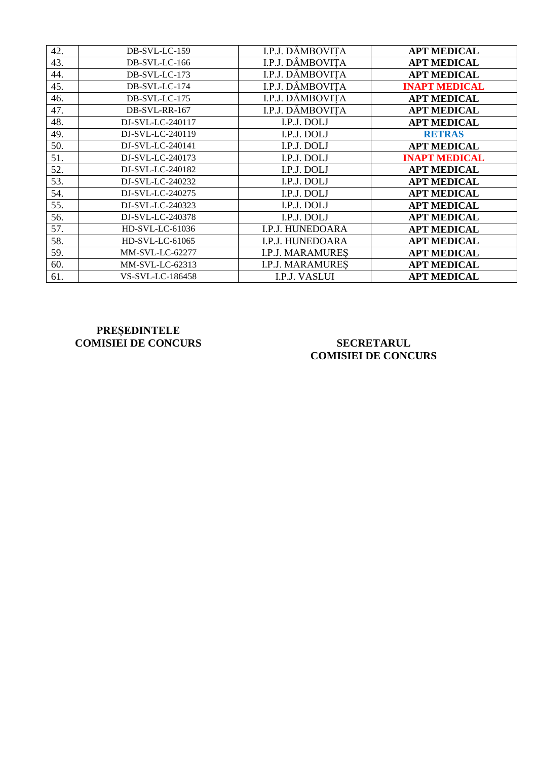| | | | |
|---|---|---|---|
| 42. | DB-SVL-LC-159 | I.P.J. DÂMBOVIȚA | **APT MEDICAL** |
| 43. | DB-SVL-LC-166 | I.P.J. DÂMBOVIȚA | **APT MEDICAL** |
| 44. | DB-SVL-LC-173 | I.P.J. DÂMBOVIȚA | **APT MEDICAL** |
| 45. | DB-SVL-LC-174 | I.P.J. DÂMBOVIȚA | **INAPT MEDICAL** |
| 46. | DB-SVL-LC-175 | I.P.J. DÂMBOVIȚA | **APT MEDICAL** |
| 47. | DB-SVL-RR-167 | I.P.J. DÂMBOVIȚA | **APT MEDICAL** |
| 48. | DJ-SVL-LC-240117 | I.P.J. DOLJ | **APT MEDICAL** |
| 49. | DJ-SVL-LC-240119 | I.P.J. DOLJ | **RETRAS** |
| 50. | DJ-SVL-LC-240141 | I.P.J. DOLJ | **APT MEDICAL** |
| 51. | DJ-SVL-LC-240173 | I.P.J. DOLJ | **INAPT MEDICAL** |
| 52. | DJ-SVL-LC-240182 | I.P.J. DOLJ | **APT MEDICAL** |
| 53. | DJ-SVL-LC-240232 | I.P.J. DOLJ | **APT MEDICAL** |
| 54. | DJ-SVL-LC-240275 | I.P.J. DOLJ | **APT MEDICAL** |
| 55. | DJ-SVL-LC-240323 | I.P.J. DOLJ | **APT MEDICAL** |
| 56. | DJ-SVL-LC-240378 | I.P.J. DOLJ | **APT MEDICAL** |
| 57. | HD-SVL-LC-61036 | I.P.J. HUNEDOARA | **APT MEDICAL** |
| 58. | HD-SVL-LC-61065 | I.P.J. HUNEDOARA | **APT MEDICAL** |
| 59. | MM-SVL-LC-62277 | I.P.J. MARAMUREȘ | **APT MEDICAL** |
| 60. | MM-SVL-LC-62313 | I.P.J. MARAMUREȘ | **APT MEDICAL** |
| 61. | VS-SVL-LC-186458 | I.P.J. VASLUI | **APT MEDICAL** |

**PREȘEDINTELE**
**COMISIEI DE CONCURS**

**SECRETARUL**
**COMISIEI DE CONCURS**